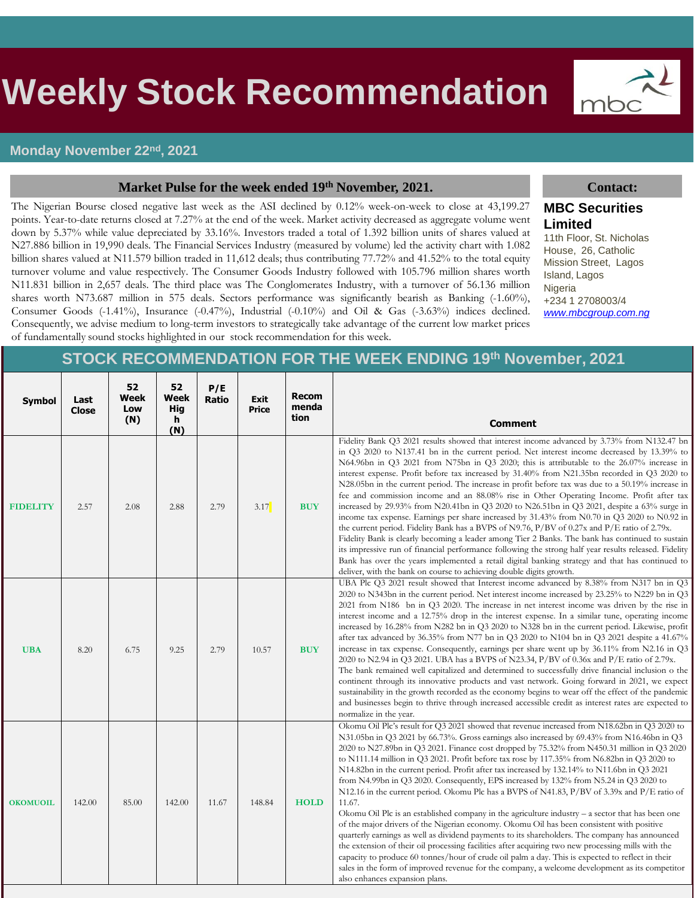# Weekly Stock Recommendation

**Monday November 22nd, 2021**

## Market Pulse for the week ended 19th November, 2021.

The Nigerian Bourse closed negative last week as the ASI declined by 0.12% week-on-week to close at 43,199.27 points. Year-to-date returns closed at 7.27% at the end of the week. Market activity decreased as aggregate volume went down by 5.37% while value depreciated by 33.16%. Investors traded a total of 1.392 billion units of shares valued at N27.886 billion in 19,990 deals. The Financial Services Industry (measured by volume) led the activity chart with 1.082 billion shares valued at N11.579 billion traded in 11,612 deals; thus contributing 77.72% and 41.52% to the total equity turnover volume and value respectively. The Consumer Goods Industry followed with 105.796 million shares worth N11.831 billion in 2,657 deals. The third place was The Conglomerates Industry, with a turnover of 56.136 million shares worth N73.687 million in 575 deals. Sectors performance was significantly bearish as Banking (-1.60%), Consumer Goods (-1.41%), Insurance (-0.47%), Industrial (-0.10%) and Oil & Gas (-3.63%) indices declined. Consequently, we advise medium to long-term investors to strategically take advantage of the current low market prices of fundamentally sound stocks highlighted in our stock recommendation for this week.

## Contact:

**MBC Securities Limited**
11th Floor, St. Nicholas House, 26, Catholic Mission Street, Lagos Island, Lagos
Nigeria
+234 1 2708003/4
www.mbcgroup.com.ng

## STOCK RECOMMENDATION FOR THE WEEK ENDING 19th November, 2021

| Symbol | Last Close | 52 Week Low (N) | 52 Week High (N) | P/E Ratio | Exit Price | Recommendation | Comment |
|---|---|---|---|---|---|---|---|
| **FIDELITY** | 2.57 | 2.08 | 2.88 | 2.79 | 3.17 | **BUY** | Fidelity Bank Q3 2021 results showed that interest income advanced by 3.73% from N132.47 bn in Q3 2020 to N137.41 bn in the current period. Net interest income decreased by 13.39% to N64.96bn in Q3 2021 from N75bn in Q3 2020; this is attributable to the 26.07% increase in interest expense. Profit before tax increased by 31.40% from N21.35bn recorded in Q3 2020 to N28.05bn in the current period. The increase in profit before tax was due to a 50.19% increase in fee and commission income and an 88.08% rise in Other Operating Income. Profit after tax increased by 29.93% from N20.41bn in Q3 2020 to N26.51bn in Q3 2021, despite a 63% surge in income tax expense. Earnings per share increased by 31.43% from N0.70 in Q3 2020 to N0.92 in the current period. Fidelity Bank has a BVPS of N9.76, P/BV of 0.27x and P/E ratio of 2.79x. Fidelity Bank is clearly becoming a leader among Tier 2 Banks. The bank has continued to sustain its impressive run of financial performance following the strong half year results released. Fidelity Bank has over the years implemented a retail digital banking strategy and that has continued to deliver, with the bank on course to achieving double digits growth. |
| **UBA** | 8.20 | 6.75 | 9.25 | 2.79 | 10.57 | **BUY** | UBA Plc Q3 2021 result showed that Interest income advanced by 8.38% from N317 bn in Q3 2020 to N343bn in the current period. Net interest income increased by 23.25% to N229 bn in Q3 2021 from N186 bn in Q3 2020. The increase in net interest income was driven by the rise in interest income and a 12.75% drop in the interest expense. In a similar tune, operating income increased by 16.28% from N282 bn in Q3 2020 to N328 bn in the current period. Likewise, profit after tax advanced by 36.35% from N77 bn in Q3 2020 to N104 bn in Q3 2021 despite a 41.67% increase in tax expense. Consequently, earnings per share went up by 36.11% from N2.16 in Q3 2020 to N2.94 in Q3 2021. UBA has a BVPS of N23.34, P/BV of 0.36x and P/E ratio of 2.79x. The bank remained well capitalized and determined to successfully drive financial inclusion o the continent through its innovative products and vast network. Going forward in 2021, we expect sustainability in the growth recorded as the economy begins to wear off the effect of the pandemic and businesses begin to thrive through increased accessible credit as interest rates are expected to normalize in the year. |
| **OKOMUOIL** | 142.00 | 85.00 | 142.00 | 11.67 | 148.84 | **HOLD** | Okomu Oil Plc's result for Q3 2021 showed that revenue increased from N18.62bn in Q3 2020 to N31.05bn in Q3 2021 by 66.73%. Gross earnings also increased by 69.43% from N16.46bn in Q3 2020 to N27.89bn in Q3 2021. Finance cost dropped by 75.32% from N450.31 million in Q3 2020 to N111.14 million in Q3 2021. Profit before tax rose by 117.35% from N6.82bn in Q3 2020 to N14.82bn in the current period. Profit after tax increased by 132.14% to N11.6bn in Q3 2021 from N4.99bn in Q3 2020. Consequently, EPS increased by 132% from N5.24 in Q3 2020 to N12.16 in the current period. Okomu Plc has a BVPS of N41.83, P/BV of 3.39x and P/E ratio of 11.67. Okomu Oil Plc is an established company in the agriculture industry – a sector that has been one of the major drivers of the Nigerian economy. Okomu Oil has been consistent with positive quarterly earnings as well as dividend payments to its shareholders. The company has announced the extension of their oil processing facilities after acquiring two new processing mills with the capacity to produce 60 tonnes/hour of crude oil palm a day. This is expected to reflect in their sales in the form of improved revenue for the company, a welcome development as its competitor also enhances expansion plans. |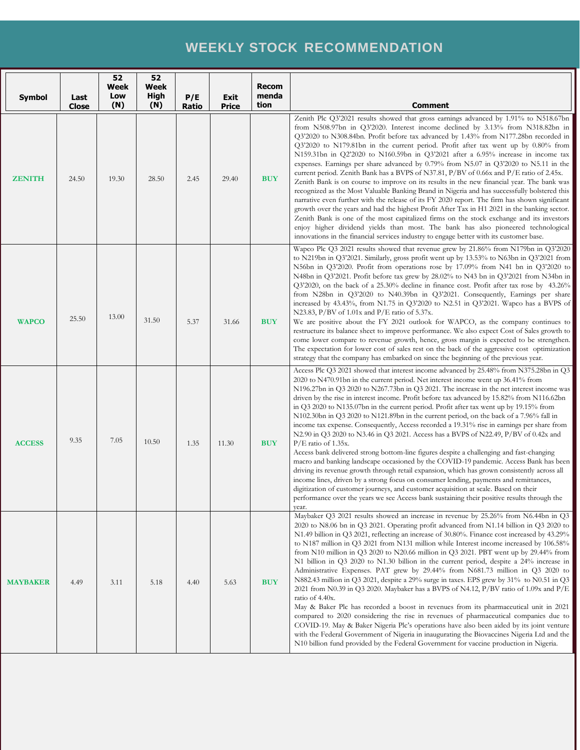# WEEKLY STOCK RECOMMENDATION

| Symbol | Last Close | 52 Week Low (N) | 52 Week High (N) | P/E Ratio | Exit Price | Recommendation | Comment |
|---|---|---|---|---|---|---|---|
| **ZENITH** | 24.50 | 19.30 | 28.50 | 2.45 | 29.40 | **BUY** | Zenith Plc Q3'2021 results showed that gross earnings advanced by 1.91% to N518.67bn from N508.97bn in Q3'2020. Interest income declined by 3.13% from N318.82bn in Q3'2020 to N308.84bn. Profit before tax advanced by 1.43% from N177.28bn recorded in Q3'2020 to N179.81bn in the current period. Profit after tax went up by 0.80% from N159.31bn in Q2'2020 to N160.59bn in Q3'2021 after a 6.95% increase in income tax expenses. Earnings per share advanced by 0.79% from N5.07 in Q3'2020 to N5.11 in the current period. Zenith Bank has a BVPS of N37.81, P/BV of 0.66x and P/E ratio of 2.45x. Zenith Bank is on course to improve on its results in the new financial year. The bank was recognized as the Most Valuable Banking Brand in Nigeria and has successfully bolstered this narrative even further with the release of its FY 2020 report. The firm has shown significant growth over the years and had the highest Profit After Tax in H1 2021 in the banking sector. Zenith Bank is one of the most capitalized firms on the stock exchange and its investors enjoy higher dividend yields than most. The bank has also pioneered technological innovations in the financial services industry to engage better with its customer base. |
| **WAPCO** | 25.50 | 13.00 | 31.50 | 5.37 | 31.66 | **BUY** | Wapco Plc Q3 2021 results showed that revenue grew by 21.86% from N179bn in Q3'2020 to N219bn in Q3'2021. Similarly, gross profit went up by 13.53% to N63bn in Q3'2021 from N56bn in Q3'2020. Profit from operations rose by 17.09% from N41 bn in Q3'2020 to N48bn in Q3'2021. Profit before tax grew by 28.02% to N43 bn in Q3'2021 from N34bn in Q3'2020, on the back of a 25.30% decline in finance cost. Profit after tax rose by 43.26% from N28bn in Q3'2020 to N40.39bn in Q3'2021. Consequently, Earnings per share increased by 43.43%, from N1.75 in Q3'2020 to N2.51 in Q3'2021. Wapco has a BVPS of N23.83, P/BV of 1.01x and P/E ratio of 5.37x. We are positive about the FY 2021 outlook for WAPCO, as the company continues to restructure its balance sheet to improve performance. We also expect Cost of Sales growth to come lower compare to revenue growth, hence, gross margin is expected to be strengthen. The expectation for lower cost of sales rest on the back of the aggressive cost optimization strategy that the company has embarked on since the beginning of the previous year. |
| **ACCESS** | 9.35 | 7.05 | 10.50 | 1.35 | 11.30 | **BUY** | Access Plc Q3 2021 showed that interest income advanced by 25.48% from N375.28bn in Q3 2020 to N470.91bn in the current period. Net interest income went up 36.41% from N196.27bn in Q3 2020 to N267.73bn in Q3 2021. The increase in the net interest income was driven by the rise in interest income. Profit before tax advanced by 15.82% from N116.62bn in Q3 2020 to N135.07bn in the current period. Profit after tax went up by 19.15% from N102.30bn in Q3 2020 to N121.89bn in the current period, on the back of a 7.96% fall in income tax expense. Consequently, Access recorded a 19.31% rise in earnings per share from N2.90 in Q3 2020 to N3.46 in Q3 2021. Access has a BVPS of N22.49, P/BV of 0.42x and P/E ratio of 1.35x. Access bank delivered strong bottom-line figures despite a challenging and fast-changing macro and banking landscape occasioned by the COVID-19 pandemic. Access Bank has been driving its revenue growth through retail expansion, which has grown consistently across all income lines, driven by a strong focus on consumer lending, payments and remittances, digitization of customer journeys, and customer acquisition at scale. Based on their performance over the years we see Access bank sustaining their positive results through the year. |
| **MAYBAKER** | 4.49 | 3.11 | 5.18 | 4.40 | 5.63 | **BUY** | Maybaker Q3 2021 results showed an increase in revenue by 25.26% from N6.44bn in Q3 2020 to N8.06 bn in Q3 2021. Operating profit advanced from N1.14 billion in Q3 2020 to N1.49 billion in Q3 2021, reflecting an increase of 30.80%. Finance cost increased by 43.29% to N187 million in Q3 2021 from N131 million while Interest income increased by 106.58% from N10 million in Q3 2020 to N20.66 million in Q3 2021. PBT went up by 29.44% from N1 billion in Q3 2020 to N1.30 billion in the current period, despite a 24% increase in Administrative Expenses. PAT grew by 29.44% from N681.73 million in Q3 2020 to N882.43 million in Q3 2021, despite a 29% surge in taxes. EPS grew by 31% to N0.51 in Q3 2021 from N0.39 in Q3 2020. Maybaker has a BVPS of N4.12, P/BV ratio of 1.09x and P/E ratio of 4.40x. May & Baker Plc has recorded a boost in revenues from its pharmaceutical unit in 2021 compared to 2020 considering the rise in revenues of pharmaceutical companies due to COVID-19. May & Baker Nigeria Plc's operations have also been aided by its joint venture with the Federal Government of Nigeria in inaugurating the Biovaccines Nigeria Ltd and the N10 billion fund provided by the Federal Government for vaccine production in Nigeria. |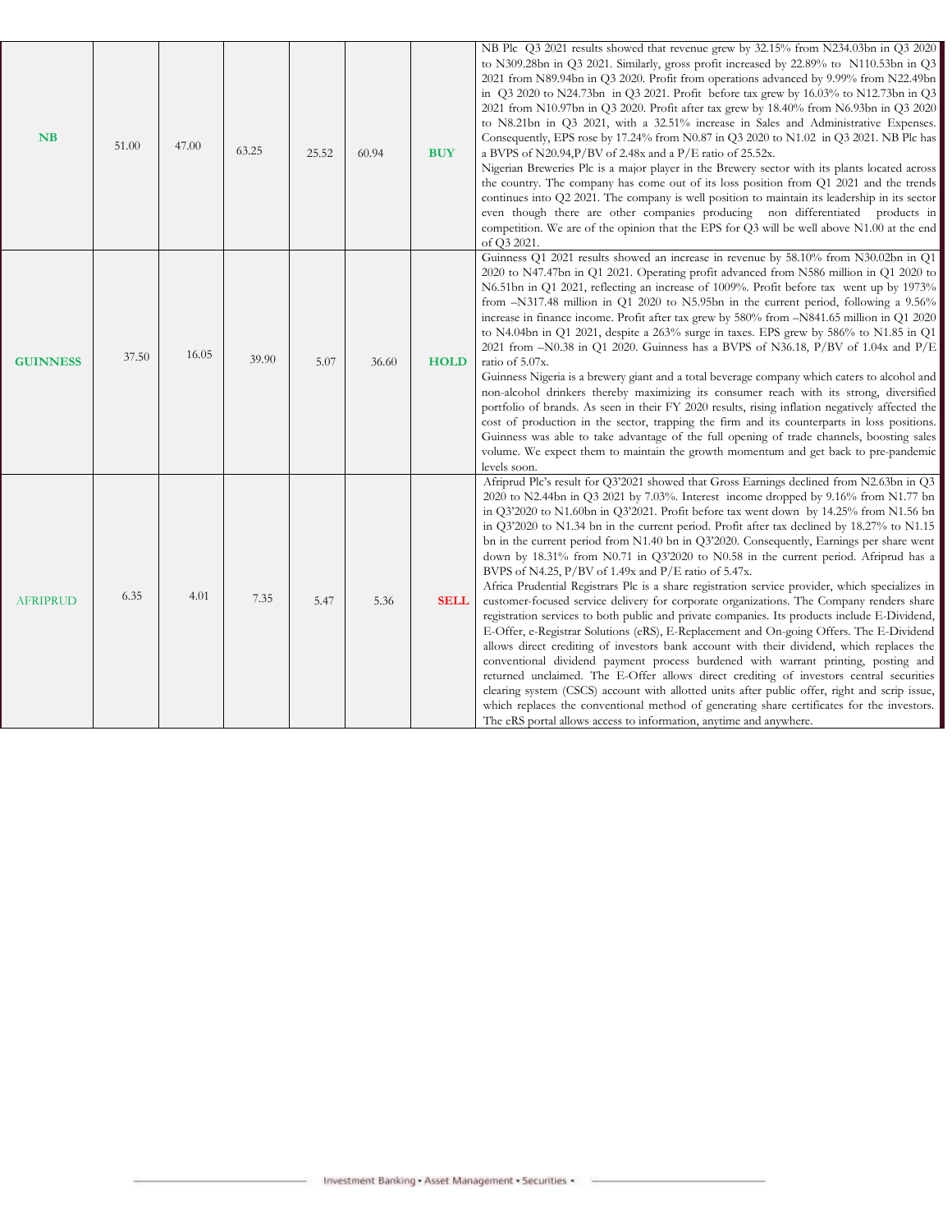| | | | | | | | |
|---|---|---|---|---|---|---|---|
| **NB** | 51.00 | 47.00 | 63.25 | 25.52 | 60.94 | **BUY** | NB Plc Q3 2021 results showed that revenue grew by 32.15% from N234.03bn in Q3 2020 to N309.28bn in Q3 2021. Similarly, gross profit increased by 22.89% to N110.53bn in Q3 2021 from N89.94bn in Q3 2020. Profit from operations advanced by 9.99% from N22.49bn in Q3 2020 to N24.73bn in Q3 2021. Profit before tax grew by 16.03% to N12.73bn in Q3 2021 from N10.97bn in Q3 2020. Profit after tax grew by 18.40% from N6.93bn in Q3 2020 to N8.21bn in Q3 2021, with a 32.51% increase in Sales and Administrative Expenses. Consequently, EPS rose by 17.24% from N0.87 in Q3 2020 to N1.02 in Q3 2021. NB Plc has a BVPS of N20.94,P/BV of 2.48x and a P/E ratio of 25.52x.<br>Nigerian Breweries Plc is a major player in the Brewery sector with its plants located across the country. The company has come out of its loss position from Q1 2021 and the trends continues into Q2 2021. The company is well position to maintain its leadership in its sector even though there are other companies producing non differentiated products in competition. We are of the opinion that the EPS for Q3 will be well above N1.00 at the end of Q3 2021. |
| **GUINNESS** | 37.50 | 16.05 | 39.90 | 5.07 | 36.60 | **HOLD** | Guinness Q1 2021 results showed an increase in revenue by 58.10% from N30.02bn in Q1 2020 to N47.47bn in Q1 2021. Operating profit advanced from N586 million in Q1 2020 to N6.51bn in Q1 2021, reflecting an increase of 1009%. Profit before tax went up by 1973% from –N317.48 million in Q1 2020 to N5.95bn in the current period, following a 9.56% increase in finance income. Profit after tax grew by 580% from –N841.65 million in Q1 2020 to N4.04bn in Q1 2021, despite a 263% surge in taxes. EPS grew by 586% to N1.85 in Q1 2021 from –N0.38 in Q1 2020. Guinness has a BVPS of N36.18, P/BV of 1.04x and P/E ratio of 5.07x.<br>Guinness Nigeria is a brewery giant and a total beverage company which caters to alcohol and non-alcohol drinkers thereby maximizing its consumer reach with its strong, diversified portfolio of brands. As seen in their FY 2020 results, rising inflation negatively affected the cost of production in the sector, trapping the firm and its counterparts in loss positions. Guinness was able to take advantage of the full opening of trade channels, boosting sales volume. We expect them to maintain the growth momentum and get back to pre-pandemic levels soon. |
| AFRIPRUD | 6.35 | 4.01 | 7.35 | 5.47 | 5.36 | **SELL** | Afriprud Plc's result for Q3'2021 showed that Gross Earnings declined from N2.63bn in Q3 2020 to N2.44bn in Q3 2021 by 7.03%. Interest income dropped by 9.16% from N1.77 bn in Q3'2020 to N1.60bn in Q3'2021. Profit before tax went down by 14.25% from N1.56 bn in Q3'2020 to N1.34 bn in the current period. Profit after tax declined by 18.27% to N1.15 bn in the current period from N1.40 bn in Q3'2020. Consequently, Earnings per share went down by 18.31% from N0.71 in Q3'2020 to N0.58 in the current period. Afriprud has a BVPS of N4.25, P/BV of 1.49x and P/E ratio of 5.47x.<br>Africa Prudential Registrars Plc is a share registration service provider, which specializes in customer-focused service delivery for corporate organizations. The Company renders share registration services to both public and private companies. Its products include E-Dividend, E-Offer, e-Registrar Solutions (eRS), E-Replacement and On-going Offers. The E-Dividend allows direct crediting of investors bank account with their dividend, which replaces the conventional dividend payment process burdened with warrant printing, posting and returned unclaimed. The E-Offer allows direct crediting of investors central securities clearing system (CSCS) account with allotted units after public offer, right and scrip issue, which replaces the conventional method of generating share certificates for the investors. The eRS portal allows access to information, anytime and anywhere. |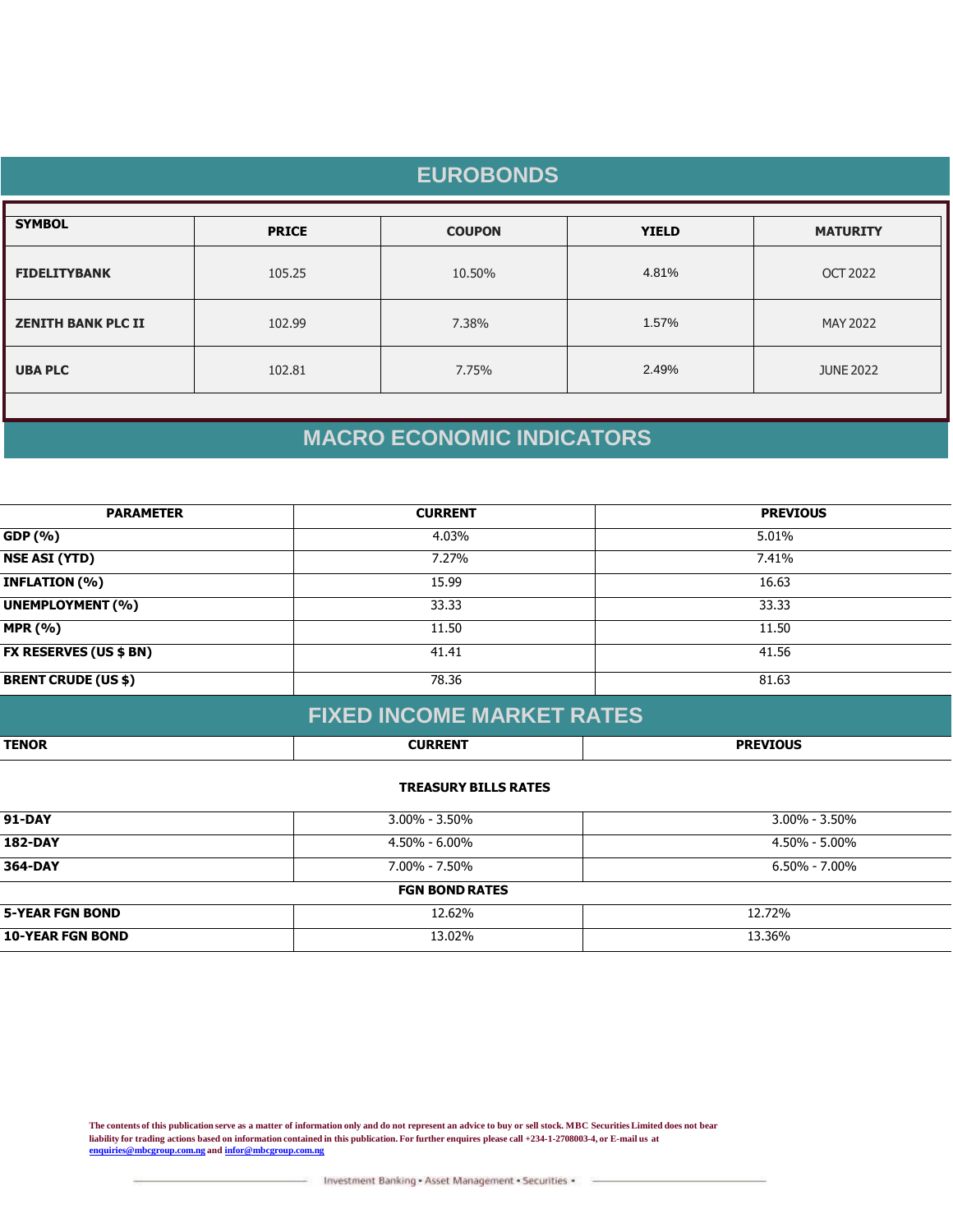## EUROBONDS

| SYMBOL | PRICE | COUPON | YIELD | MATURITY |
|---|---|---|---|---|
| **FIDELITYBANK** | 105.25 | 10.50% | 4.81% | OCT 2022 |
| **ZENITH BANK PLC II** | 102.99 | 7.38% | 1.57% | MAY 2022 |
| **UBA PLC** | 102.81 | 7.75% | 2.49% | JUNE 2022 |

## MACRO ECONOMIC INDICATORS

| PARAMETER | CURRENT | PREVIOUS |
|---|---|---|
| **GDP (%)** | 4.03% | 5.01% |
| **NSE ASI (YTD)** | 7.27% | 7.41% |
| **INFLATION (%)** | 15.99 | 16.63 |
| **UNEMPLOYMENT (%)** | 33.33 | 33.33 |
| **MPR (%)** | 11.50 | 11.50 |
| **FX RESERVES (US $ BN)** | 41.41 | 41.56 |
| **BRENT CRUDE (US $)** | 78.36 | 81.63 |

## FIXED INCOME MARKET RATES

| TENOR | CURRENT | PREVIOUS |
|---|---|---|
| | **TREASURY BILLS RATES** | |
| **91-DAY** | 3.00% - 3.50% | 3.00% - 3.50% |
| **182-DAY** | 4.50% - 6.00% | 4.50% - 5.00% |
| **364-DAY** | 7.00% - 7.50% | 6.50% - 7.00% |
| | **FGN BOND RATES** | |
| **5-YEAR FGN BOND** | 12.62% | 12.72% |
| **10-YEAR FGN BOND** | 13.02% | 13.36% |

**The contents of this publication serve as a matter of information only and do not represent an advice to buy or sell stock. MBC Securities Limited does not bear liability for trading actions based on information contained in this publication. For further enquires please call +234-1-2708003-4, or E-mail us at enquiries@mbcgroup.com.ng and infor@mbcgroup.com.ng**

Investment Banking • Asset Management • Securities •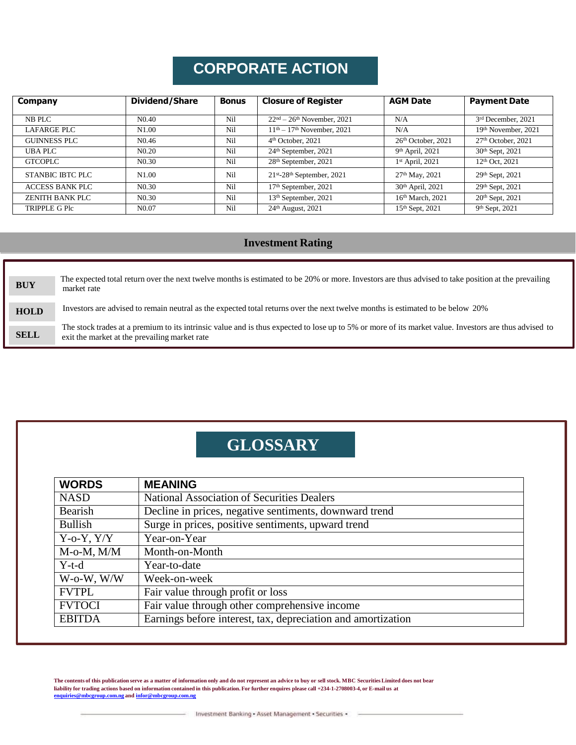# CORPORATE ACTION

| Company | Dividend/Share | Bonus | Closure of Register | AGM Date | Payment Date |
|---|---|---|---|---|---|
| NB PLC | N0.40 | Nil | 22nd – 26th November, 2021 | N/A | 3rd December, 2021 |
| LAFARGE PLC | N1.00 | Nil | 11th – 17th November, 2021 | N/A | 19th November, 2021 |
| GUINNESS PLC | N0.46 | Nil | 4th October, 2021 | 26th October, 2021 | 27th October, 2021 |
| UBA PLC | N0.20 | Nil | 24th September, 2021 | 9th April, 2021 | 30th Sept, 2021 |
| GTCOPLC | N0.30 | Nil | 28th September, 2021 | 1st April, 2021 | 12th Oct, 2021 |
| STANBIC IBTC PLC | N1.00 | Nil | 21st-28th September, 2021 | 27th May, 2021 | 29th Sept, 2021 |
| ACCESS BANK PLC | N0.30 | Nil | 17th September, 2021 | 30th April, 2021 | 29th Sept, 2021 |
| ZENITH BANK PLC | N0.30 | Nil | 13th September, 2021 | 16th March, 2021 | 20th Sept, 2021 |
| TRIPPLE G Plc | N0.07 | Nil | 24th August, 2021 | 15th Sept, 2021 | 9th Sept, 2021 |

## Investment Rating

**BUY** The expected total return over the next twelve months is estimated to be 20% or more. Investors are thus advised to take position at the prevailing market rate

**HOLD** Investors are advised to remain neutral as the expected total returns over the next twelve months is estimated to be below 20%

**SELL** The stock trades at a premium to its intrinsic value and is thus expected to lose up to 5% or more of its market value. Investors are thus advised to exit the market at the prevailing market rate

# GLOSSARY

| WORDS | MEANING |
|---|---|
| NASD | National Association of Securities Dealers |
| Bearish | Decline in prices, negative sentiments, downward trend |
| Bullish | Surge in prices, positive sentiments, upward trend |
| Y-o-Y, Y/Y | Year-on-Year |
| M-o-M, M/M | Month-on-Month |
| Y-t-d | Year-to-date |
| W-o-W, W/W | Week-on-week |
| FVTPL | Fair value through profit or loss |
| FVTOCI | Fair value through other comprehensive income |
| EBITDA | Earnings before interest, tax, depreciation and amortization |

**The contents of this publication serve as a matter of information only and do not represent an advice to buy or sell stock. MBC Securities Limited does not bear liability for trading actions based on information contained in this publication. For further enquires please call +234-1-2708003-4, or E-mail us at enquiries@mbcgroup.com.ng and infor@mbcgroup.com.ng**

Investment Banking • Asset Management • Securities •